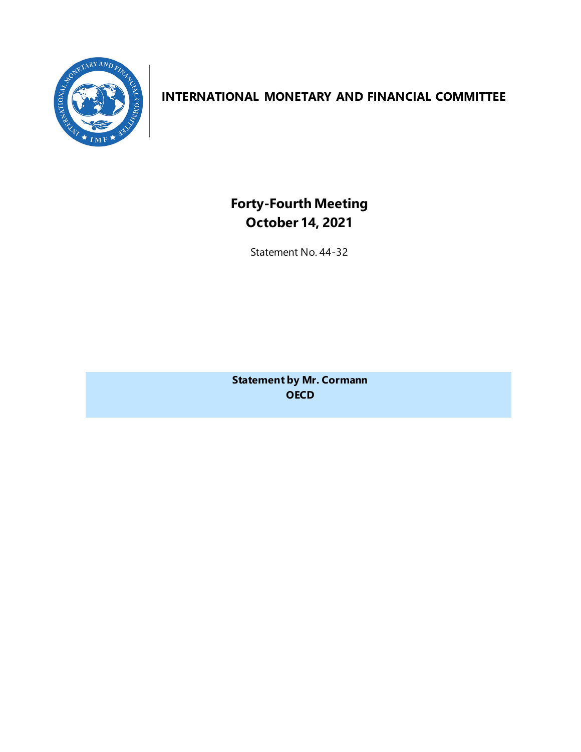# INTERNATIONAL MONETARY AND FINANCIAL COMMITTEE

## Forty-Fourth Meeting
## October 14, 2021

Statement No. 44-32

**Statement by Mr. Cormann**
**OECD**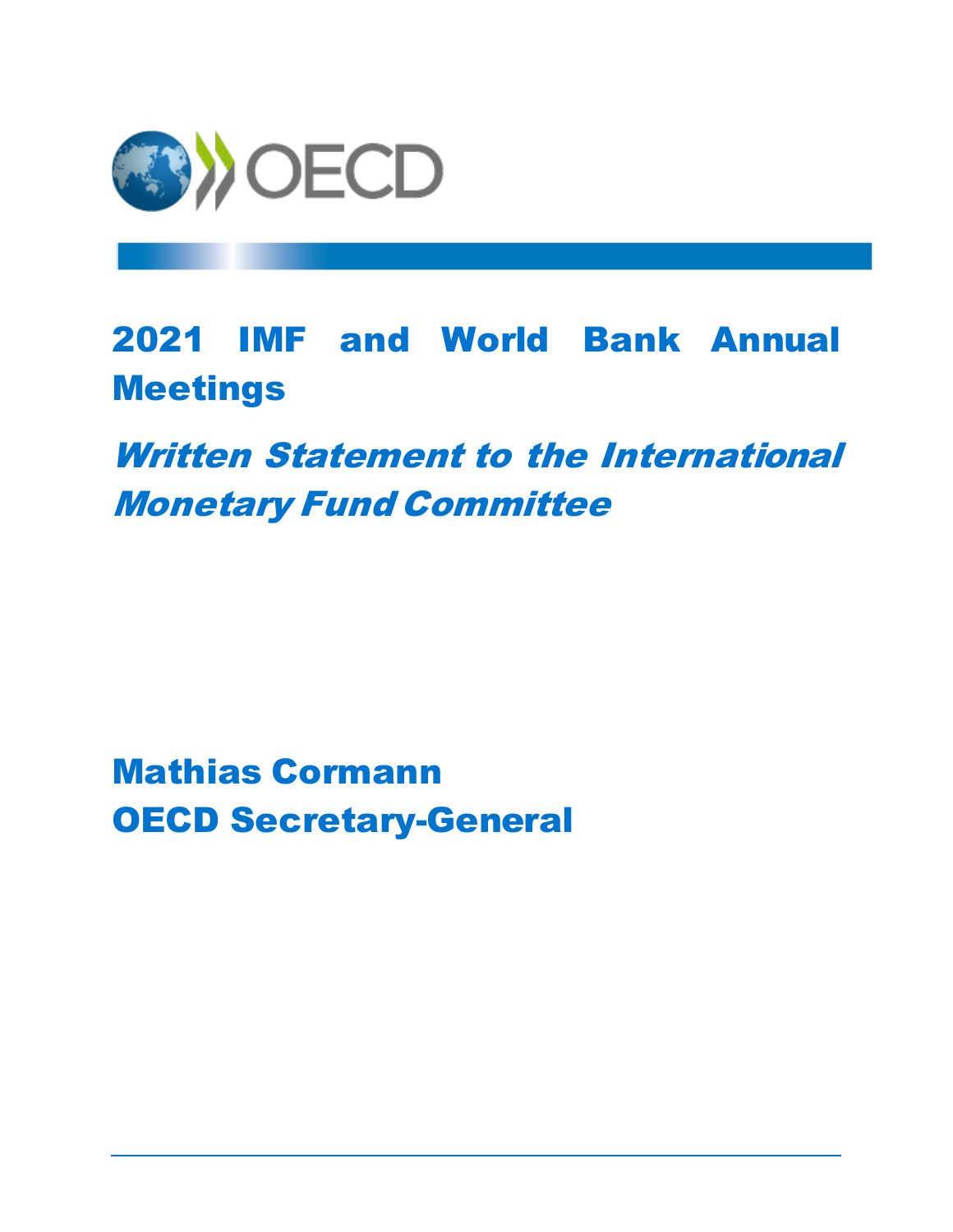# 2021 IMF and World Bank Annual Meetings

## *Written Statement to the International Monetary Fund Committee*

**Mathias Cormann**
**OECD Secretary-General**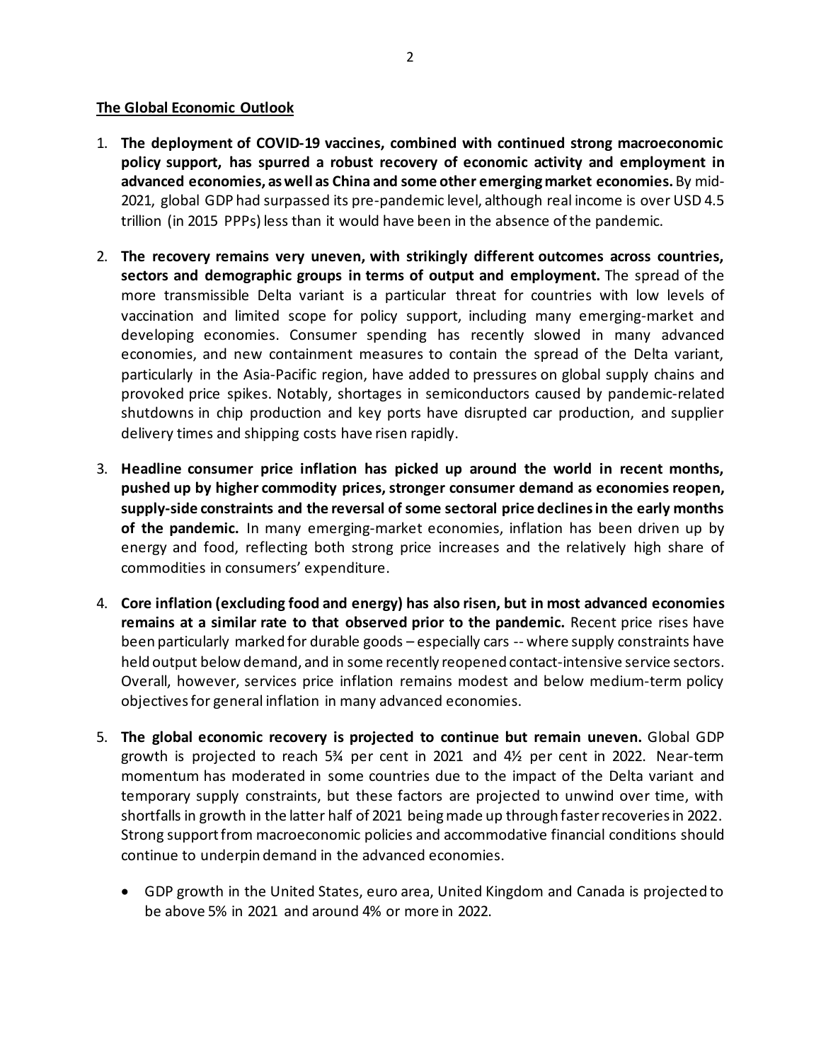**The Global Economic Outlook**

1. **The deployment of COVID-19 vaccines, combined with continued strong macroeconomic policy support, has spurred a robust recovery of economic activity and employment in advanced economies, as well as China and some other emerging market economies.** By mid-2021, global GDP had surpassed its pre-pandemic level, although real income is over USD 4.5 trillion (in 2015 PPPs) less than it would have been in the absence of the pandemic.

2. **The recovery remains very uneven, with strikingly different outcomes across countries, sectors and demographic groups in terms of output and employment.** The spread of the more transmissible Delta variant is a particular threat for countries with low levels of vaccination and limited scope for policy support, including many emerging-market and developing economies. Consumer spending has recently slowed in many advanced economies, and new containment measures to contain the spread of the Delta variant, particularly in the Asia-Pacific region, have added to pressures on global supply chains and provoked price spikes. Notably, shortages in semiconductors caused by pandemic-related shutdowns in chip production and key ports have disrupted car production, and supplier delivery times and shipping costs have risen rapidly.

3. **Headline consumer price inflation has picked up around the world in recent months, pushed up by higher commodity prices, stronger consumer demand as economies reopen, supply-side constraints and the reversal of some sectoral price declines in the early months of the pandemic.** In many emerging-market economies, inflation has been driven up by energy and food, reflecting both strong price increases and the relatively high share of commodities in consumers' expenditure.

4. **Core inflation (excluding food and energy) has also risen, but in most advanced economies remains at a similar rate to that observed prior to the pandemic.** Recent price rises have been particularly marked for durable goods – especially cars -- where supply constraints have held output below demand, and in some recently reopened contact-intensive service sectors. Overall, however, services price inflation remains modest and below medium-term policy objectives for general inflation in many advanced economies.

5. **The global economic recovery is projected to continue but remain uneven.** Global GDP growth is projected to reach 5¾ per cent in 2021 and 4½ per cent in 2022. Near-term momentum has moderated in some countries due to the impact of the Delta variant and temporary supply constraints, but these factors are projected to unwind over time, with shortfalls in growth in the latter half of 2021 being made up through faster recoveries in 2022. Strong support from macroeconomic policies and accommodative financial conditions should continue to underpin demand in the advanced economies.

   - GDP growth in the United States, euro area, United Kingdom and Canada is projected to be above 5% in 2021 and around 4% or more in 2022.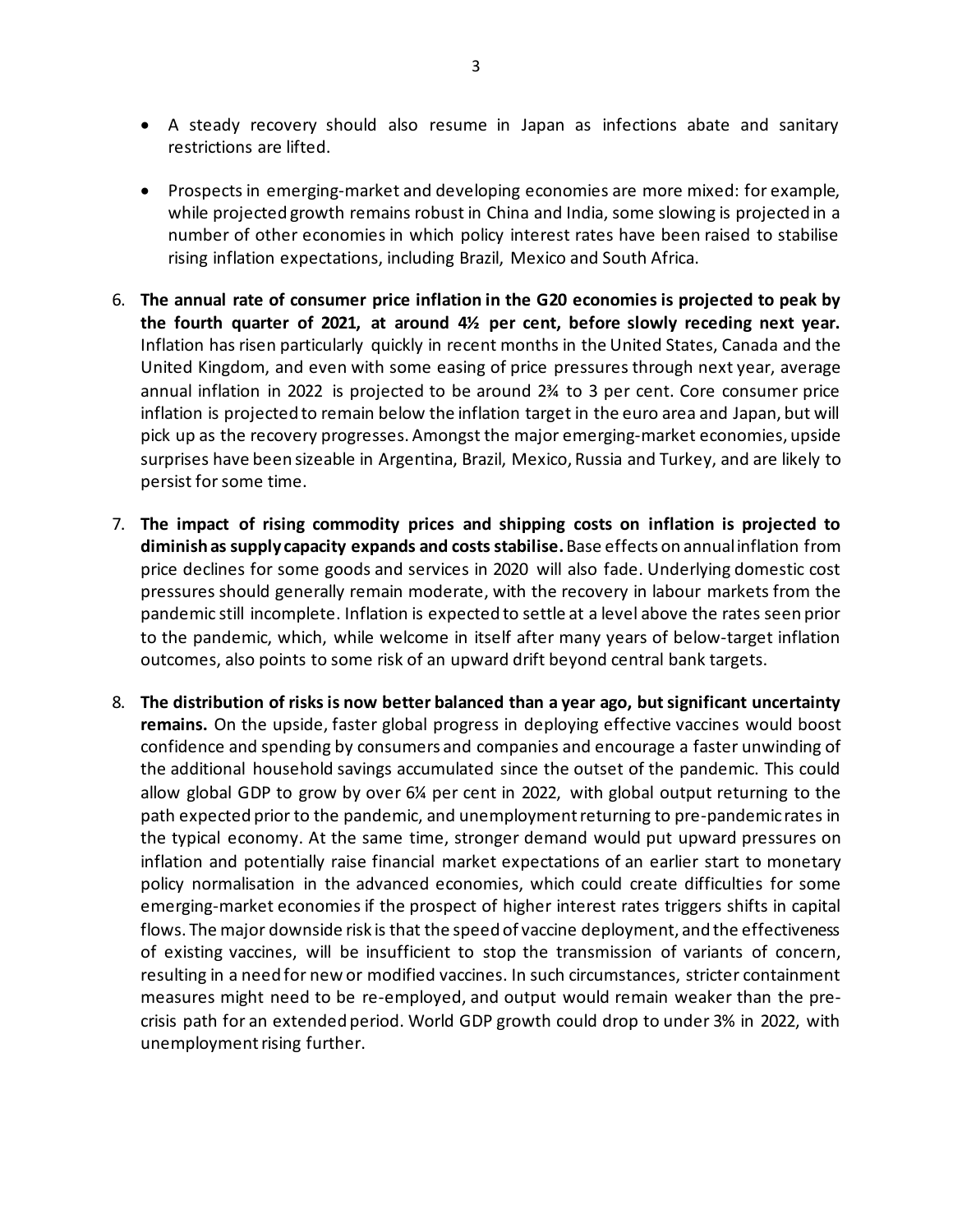- A steady recovery should also resume in Japan as infections abate and sanitary restrictions are lifted.

- Prospects in emerging-market and developing economies are more mixed: for example, while projected growth remains robust in China and India, some slowing is projected in a number of other economies in which policy interest rates have been raised to stabilise rising inflation expectations, including Brazil, Mexico and South Africa.

6. **The annual rate of consumer price inflation in the G20 economies is projected to peak by the fourth quarter of 2021, at around 4½ per cent, before slowly receding next year.** Inflation has risen particularly quickly in recent months in the United States, Canada and the United Kingdom, and even with some easing of price pressures through next year, average annual inflation in 2022 is projected to be around 2¾ to 3 per cent. Core consumer price inflation is projected to remain below the inflation target in the euro area and Japan, but will pick up as the recovery progresses. Amongst the major emerging-market economies, upside surprises have been sizeable in Argentina, Brazil, Mexico, Russia and Turkey, and are likely to persist for some time.

7. **The impact of rising commodity prices and shipping costs on inflation is projected to diminish as supply capacity expands and costs stabilise.** Base effects on annual inflation from price declines for some goods and services in 2020 will also fade. Underlying domestic cost pressures should generally remain moderate, with the recovery in labour markets from the pandemic still incomplete. Inflation is expected to settle at a level above the rates seen prior to the pandemic, which, while welcome in itself after many years of below-target inflation outcomes, also points to some risk of an upward drift beyond central bank targets.

8. **The distribution of risks is now better balanced than a year ago, but significant uncertainty remains.** On the upside, faster global progress in deploying effective vaccines would boost confidence and spending by consumers and companies and encourage a faster unwinding of the additional household savings accumulated since the outset of the pandemic. This could allow global GDP to grow by over 6¼ per cent in 2022, with global output returning to the path expected prior to the pandemic, and unemployment returning to pre-pandemic rates in the typical economy. At the same time, stronger demand would put upward pressures on inflation and potentially raise financial market expectations of an earlier start to monetary policy normalisation in the advanced economies, which could create difficulties for some emerging-market economies if the prospect of higher interest rates triggers shifts in capital flows. The major downside risk is that the speed of vaccine deployment, and the effectiveness of existing vaccines, will be insufficient to stop the transmission of variants of concern, resulting in a need for new or modified vaccines. In such circumstances, stricter containment measures might need to be re-employed, and output would remain weaker than the pre-crisis path for an extended period. World GDP growth could drop to under 3% in 2022, with unemployment rising further.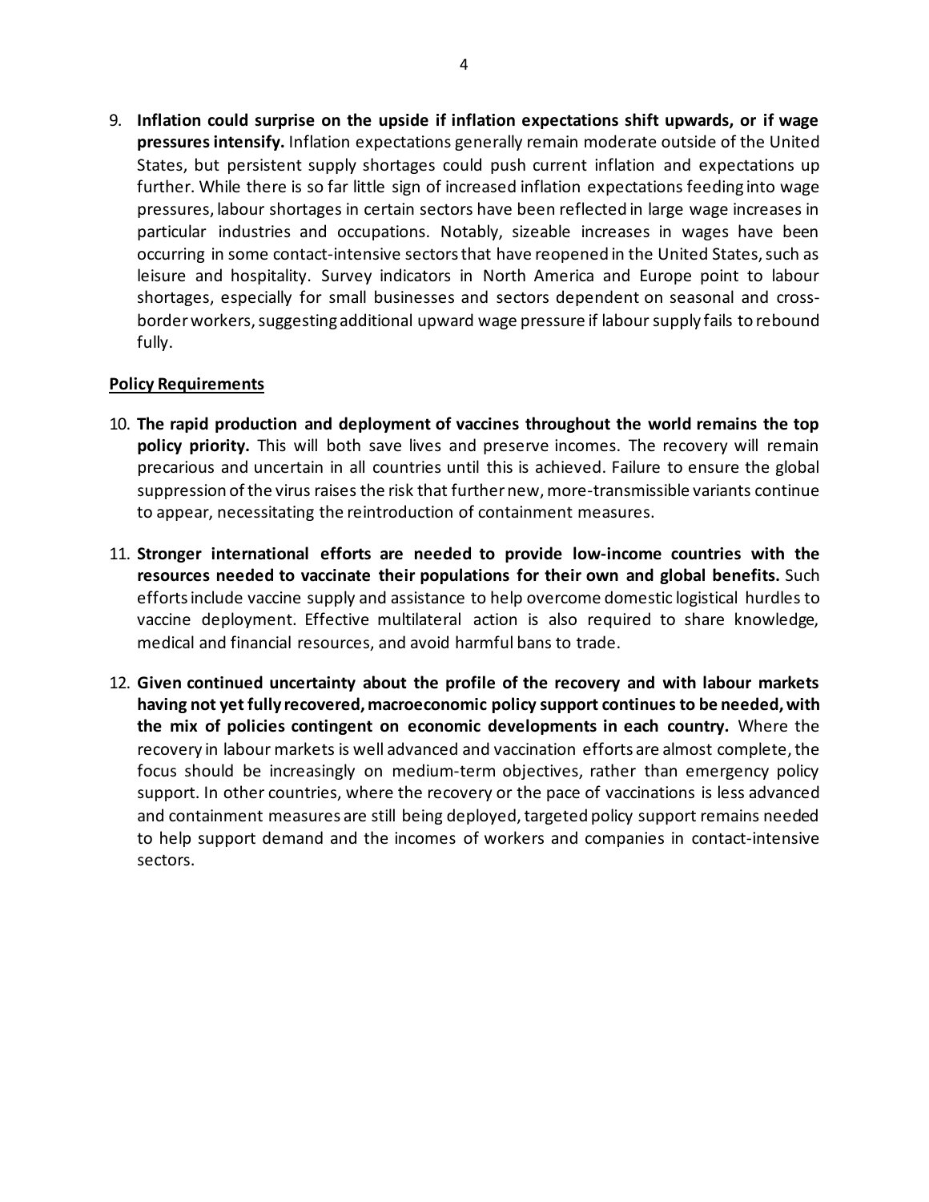9. **Inflation could surprise on the upside if inflation expectations shift upwards, or if wage pressures intensify.** Inflation expectations generally remain moderate outside of the United States, but persistent supply shortages could push current inflation and expectations up further. While there is so far little sign of increased inflation expectations feeding into wage pressures, labour shortages in certain sectors have been reflected in large wage increases in particular industries and occupations. Notably, sizeable increases in wages have been occurring in some contact-intensive sectors that have reopened in the United States, such as leisure and hospitality. Survey indicators in North America and Europe point to labour shortages, especially for small businesses and sectors dependent on seasonal and cross-border workers, suggesting additional upward wage pressure if labour supply fails to rebound fully.

**Policy Requirements**

10. **The rapid production and deployment of vaccines throughout the world remains the top policy priority.** This will both save lives and preserve incomes. The recovery will remain precarious and uncertain in all countries until this is achieved. Failure to ensure the global suppression of the virus raises the risk that further new, more-transmissible variants continue to appear, necessitating the reintroduction of containment measures.

11. **Stronger international efforts are needed to provide low-income countries with the resources needed to vaccinate their populations for their own and global benefits.** Such efforts include vaccine supply and assistance to help overcome domestic logistical hurdles to vaccine deployment. Effective multilateral action is also required to share knowledge, medical and financial resources, and avoid harmful bans to trade.

12. **Given continued uncertainty about the profile of the recovery and with labour markets having not yet fully recovered, macroeconomic policy support continues to be needed, with the mix of policies contingent on economic developments in each country.** Where the recovery in labour markets is well advanced and vaccination efforts are almost complete, the focus should be increasingly on medium-term objectives, rather than emergency policy support. In other countries, where the recovery or the pace of vaccinations is less advanced and containment measures are still being deployed, targeted policy support remains needed to help support demand and the incomes of workers and companies in contact-intensive sectors.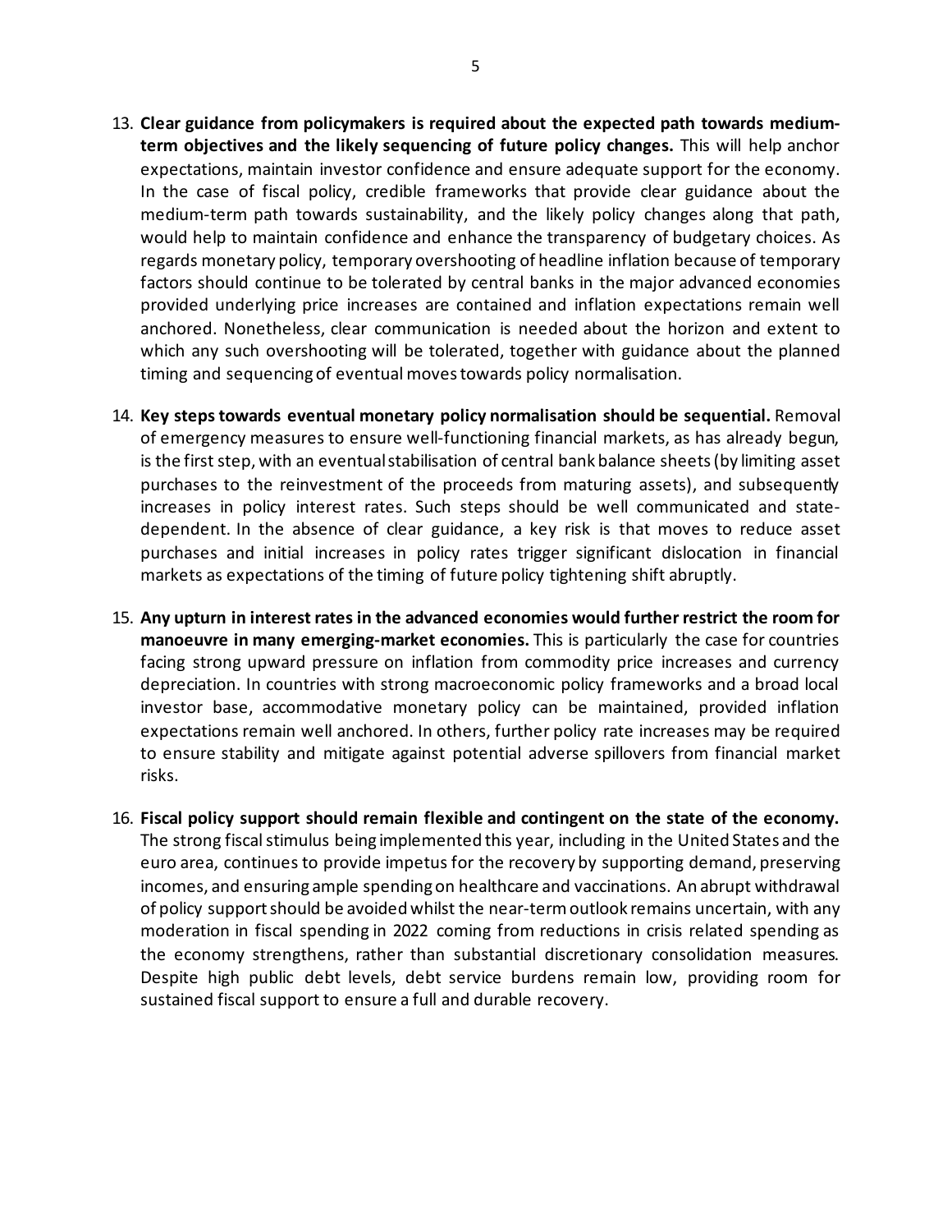13. **Clear guidance from policymakers is required about the expected path towards medium-term objectives and the likely sequencing of future policy changes.** This will help anchor expectations, maintain investor confidence and ensure adequate support for the economy. In the case of fiscal policy, credible frameworks that provide clear guidance about the medium-term path towards sustainability, and the likely policy changes along that path, would help to maintain confidence and enhance the transparency of budgetary choices. As regards monetary policy, temporary overshooting of headline inflation because of temporary factors should continue to be tolerated by central banks in the major advanced economies provided underlying price increases are contained and inflation expectations remain well anchored. Nonetheless, clear communication is needed about the horizon and extent to which any such overshooting will be tolerated, together with guidance about the planned timing and sequencing of eventual moves towards policy normalisation.

14. **Key steps towards eventual monetary policy normalisation should be sequential.** Removal of emergency measures to ensure well-functioning financial markets, as has already begun, is the first step, with an eventual stabilisation of central bank balance sheets (by limiting asset purchases to the reinvestment of the proceeds from maturing assets), and subsequently increases in policy interest rates. Such steps should be well communicated and state-dependent. In the absence of clear guidance, a key risk is that moves to reduce asset purchases and initial increases in policy rates trigger significant dislocation in financial markets as expectations of the timing of future policy tightening shift abruptly.

15. **Any upturn in interest rates in the advanced economies would further restrict the room for manoeuvre in many emerging-market economies.** This is particularly the case for countries facing strong upward pressure on inflation from commodity price increases and currency depreciation. In countries with strong macroeconomic policy frameworks and a broad local investor base, accommodative monetary policy can be maintained, provided inflation expectations remain well anchored. In others, further policy rate increases may be required to ensure stability and mitigate against potential adverse spillovers from financial market risks.

16. **Fiscal policy support should remain flexible and contingent on the state of the economy.** The strong fiscal stimulus being implemented this year, including in the United States and the euro area, continues to provide impetus for the recovery by supporting demand, preserving incomes, and ensuring ample spending on healthcare and vaccinations. An abrupt withdrawal of policy support should be avoided whilst the near-term outlook remains uncertain, with any moderation in fiscal spending in 2022 coming from reductions in crisis related spending as the economy strengthens, rather than substantial discretionary consolidation measures. Despite high public debt levels, debt service burdens remain low, providing room for sustained fiscal support to ensure a full and durable recovery.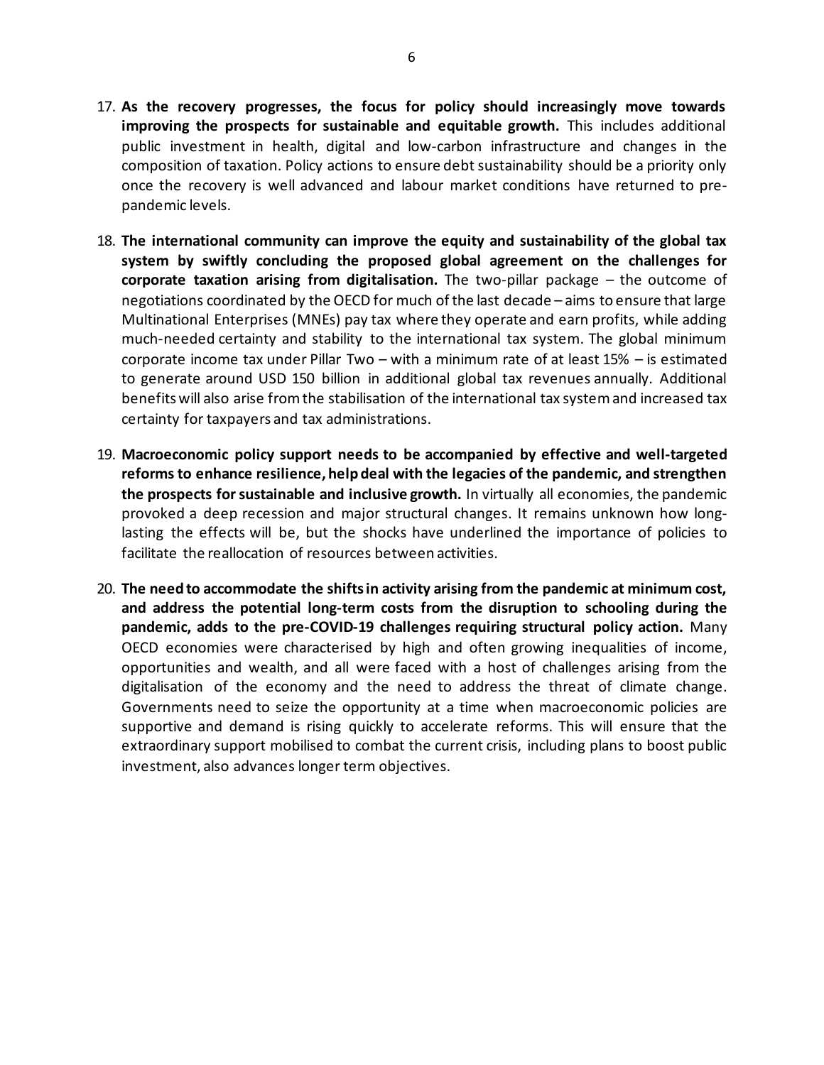17. **As the recovery progresses, the focus for policy should increasingly move towards improving the prospects for sustainable and equitable growth.** This includes additional public investment in health, digital and low-carbon infrastructure and changes in the composition of taxation. Policy actions to ensure debt sustainability should be a priority only once the recovery is well advanced and labour market conditions have returned to pre-pandemic levels.

18. **The international community can improve the equity and sustainability of the global tax system by swiftly concluding the proposed global agreement on the challenges for corporate taxation arising from digitalisation.** The two-pillar package – the outcome of negotiations coordinated by the OECD for much of the last decade – aims to ensure that large Multinational Enterprises (MNEs) pay tax where they operate and earn profits, while adding much-needed certainty and stability to the international tax system. The global minimum corporate income tax under Pillar Two – with a minimum rate of at least 15% – is estimated to generate around USD 150 billion in additional global tax revenues annually. Additional benefits will also arise from the stabilisation of the international tax system and increased tax certainty for taxpayers and tax administrations.

19. **Macroeconomic policy support needs to be accompanied by effective and well-targeted reforms to enhance resilience, help deal with the legacies of the pandemic, and strengthen the prospects for sustainable and inclusive growth.** In virtually all economies, the pandemic provoked a deep recession and major structural changes. It remains unknown how long-lasting the effects will be, but the shocks have underlined the importance of policies to facilitate the reallocation of resources between activities.

20. **The need to accommodate the shifts in activity arising from the pandemic at minimum cost, and address the potential long-term costs from the disruption to schooling during the pandemic, adds to the pre-COVID-19 challenges requiring structural policy action.** Many OECD economies were characterised by high and often growing inequalities of income, opportunities and wealth, and all were faced with a host of challenges arising from the digitalisation of the economy and the need to address the threat of climate change. Governments need to seize the opportunity at a time when macroeconomic policies are supportive and demand is rising quickly to accelerate reforms. This will ensure that the extraordinary support mobilised to combat the current crisis, including plans to boost public investment, also advances longer term objectives.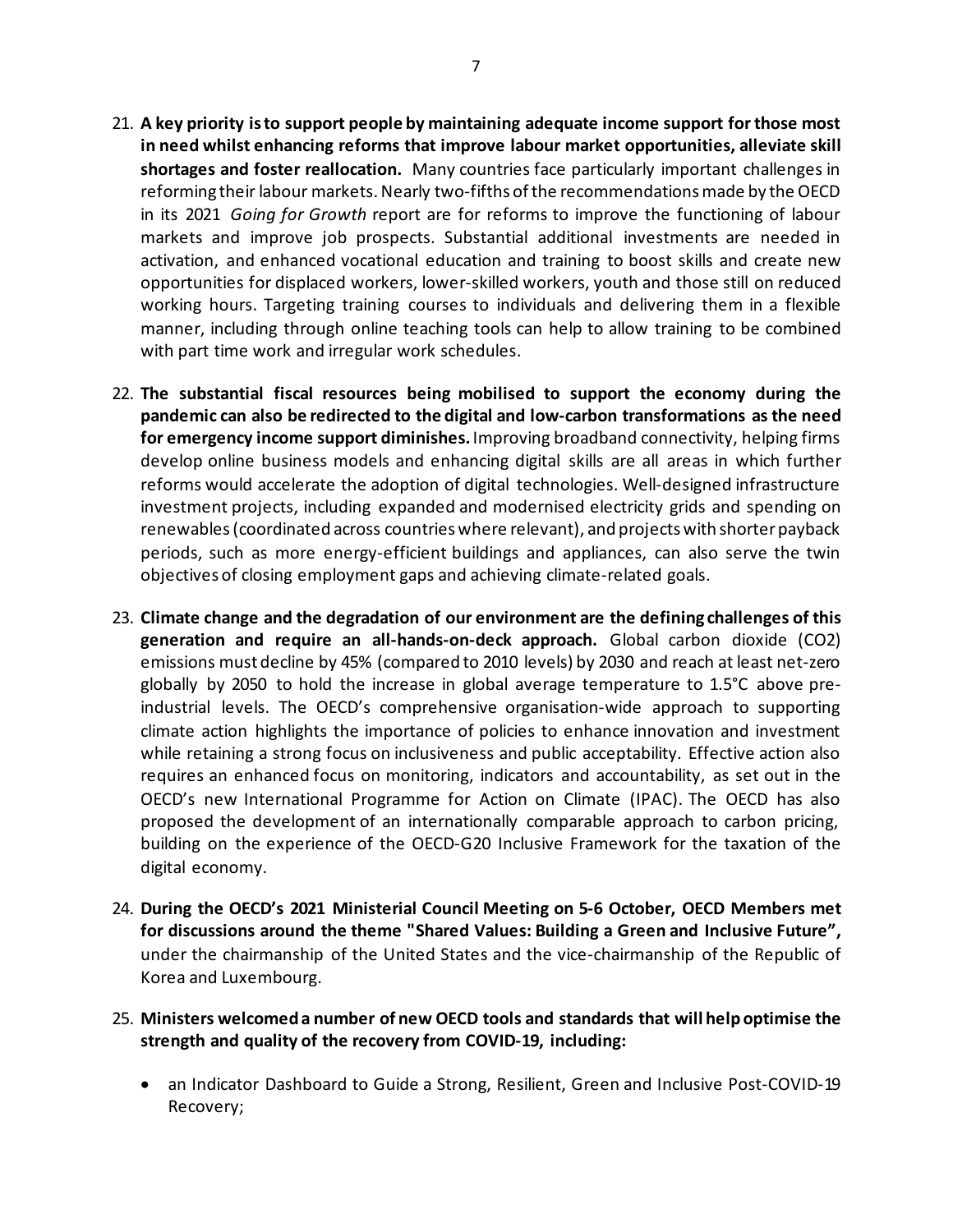21. **A key priority is to support people by maintaining adequate income support for those most in need whilst enhancing reforms that improve labour market opportunities, alleviate skill shortages and foster reallocation.** Many countries face particularly important challenges in reforming their labour markets. Nearly two-fifths of the recommendations made by the OECD in its 2021 *Going for Growth* report are for reforms to improve the functioning of labour markets and improve job prospects. Substantial additional investments are needed in activation, and enhanced vocational education and training to boost skills and create new opportunities for displaced workers, lower-skilled workers, youth and those still on reduced working hours. Targeting training courses to individuals and delivering them in a flexible manner, including through online teaching tools can help to allow training to be combined with part time work and irregular work schedules.

22. **The substantial fiscal resources being mobilised to support the economy during the pandemic can also be redirected to the digital and low-carbon transformations as the need for emergency income support diminishes.** Improving broadband connectivity, helping firms develop online business models and enhancing digital skills are all areas in which further reforms would accelerate the adoption of digital technologies. Well-designed infrastructure investment projects, including expanded and modernised electricity grids and spending on renewables (coordinated across countries where relevant), and projects with shorter payback periods, such as more energy-efficient buildings and appliances, can also serve the twin objectives of closing employment gaps and achieving climate-related goals.

23. **Climate change and the degradation of our environment are the defining challenges of this generation and require an all-hands-on-deck approach.** Global carbon dioxide ($CO_2$) emissions must decline by 45% (compared to 2010 levels) by 2030 and reach at least net-zero globally by 2050 to hold the increase in global average temperature to 1.5°C above pre-industrial levels. The OECD's comprehensive organisation-wide approach to supporting climate action highlights the importance of policies to enhance innovation and investment while retaining a strong focus on inclusiveness and public acceptability. Effective action also requires an enhanced focus on monitoring, indicators and accountability, as set out in the OECD's new International Programme for Action on Climate (IPAC). The OECD has also proposed the development of an internationally comparable approach to carbon pricing, building on the experience of the OECD-G20 Inclusive Framework for the taxation of the digital economy.

24. **During the OECD's 2021 Ministerial Council Meeting on 5-6 October, OECD Members met for discussions around the theme "Shared Values: Building a Green and Inclusive Future",** under the chairmanship of the United States and the vice-chairmanship of the Republic of Korea and Luxembourg.

25. **Ministers welcomed a number of new OECD tools and standards that will help optimise the strength and quality of the recovery from COVID-19, including:**

    - an Indicator Dashboard to Guide a Strong, Resilient, Green and Inclusive Post-COVID-19 Recovery;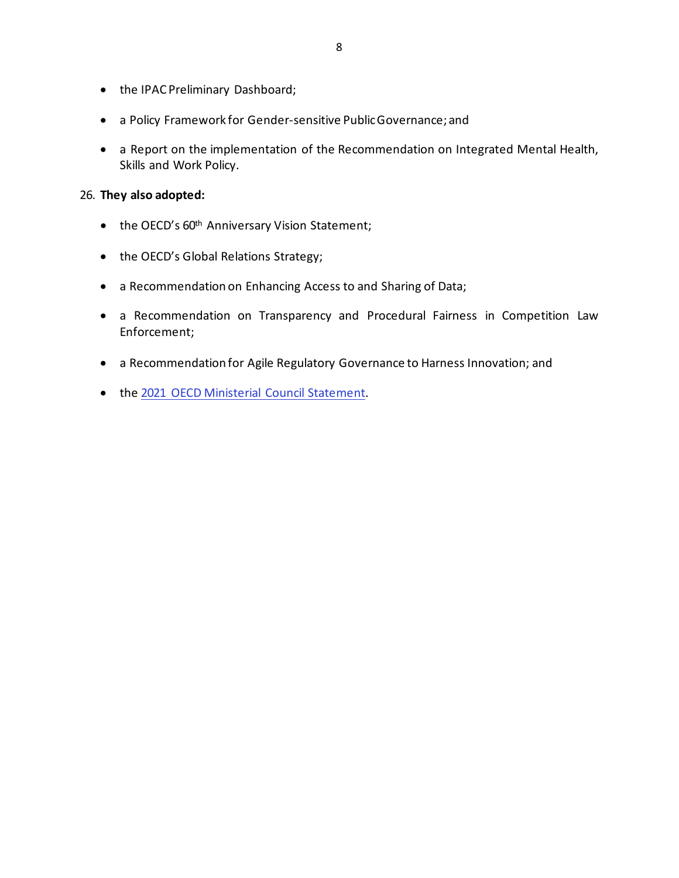- the IPAC Preliminary Dashboard;
- a Policy Framework for Gender-sensitive Public Governance; and
- a Report on the implementation of the Recommendation on Integrated Mental Health, Skills and Work Policy.

26. **They also adopted:**

- the OECD's 60th Anniversary Vision Statement;
- the OECD's Global Relations Strategy;
- a Recommendation on Enhancing Access to and Sharing of Data;
- a Recommendation on Transparency and Procedural Fairness in Competition Law Enforcement;
- a Recommendation for Agile Regulatory Governance to Harness Innovation; and
- the 2021 OECD Ministerial Council Statement.